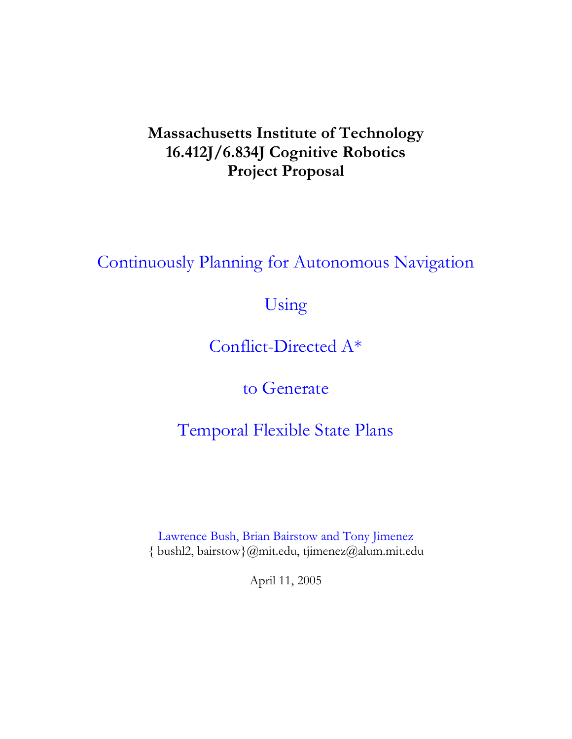**Massachusetts Institute of Technology**
**16.412J/6.834J Cognitive Robotics**
**Project Proposal**

# Continuously Planning for Autonomous Navigation Using Conflict-Directed A* to Generate Temporal Flexible State Plans

Lawrence Bush, Brian Bairstow and Tony Jimenez
{ bushl2, bairstow}@mit.edu, tjimenez@alum.mit.edu

April 11, 2005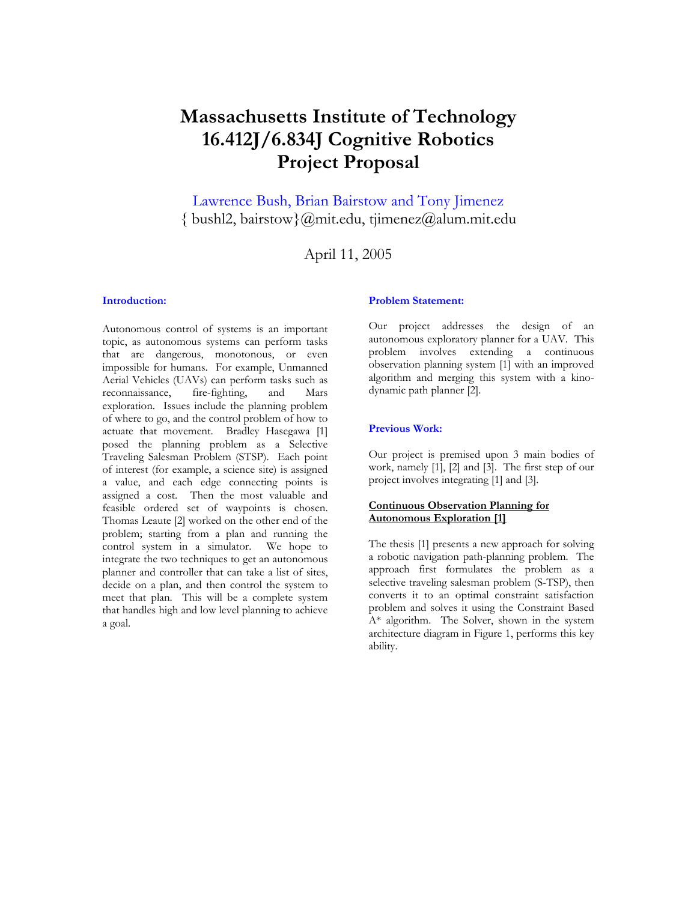# Massachusetts Institute of Technology 16.412J/6.834J Cognitive Robotics Project Proposal

Lawrence Bush, Brian Bairstow and Tony Jimenez
{ bushl2, bairstow}@mit.edu, tjimenez@alum.mit.edu

April 11, 2005

### Introduction:

Autonomous control of systems is an important topic, as autonomous systems can perform tasks that are dangerous, monotonous, or even impossible for humans. For example, Unmanned Aerial Vehicles (UAVs) can perform tasks such as reconnaissance, fire-fighting, and Mars exploration. Issues include the planning problem of where to go, and the control problem of how to actuate that movement. Bradley Hasegawa [1] posed the planning problem as a Selective Traveling Salesman Problem (STSP). Each point of interest (for example, a science site) is assigned a value, and each edge connecting points is assigned a cost. Then the most valuable and feasible ordered set of waypoints is chosen. Thomas Leaute [2] worked on the other end of the problem; starting from a plan and running the control system in a simulator. We hope to integrate the two techniques to get an autonomous planner and controller that can take a list of sites, decide on a plan, and then control the system to meet that plan. This will be a complete system that handles high and low level planning to achieve a goal.

### Problem Statement:

Our project addresses the design of an autonomous exploratory planner for a UAV. This problem involves extending a continuous observation planning system [1] with an improved algorithm and merging this system with a kino-dynamic path planner [2].

### Previous Work:

Our project is premised upon 3 main bodies of work, namely [1], [2] and [3]. The first step of our project involves integrating [1] and [3].

#### Continuous Observation Planning for Autonomous Exploration [1]

The thesis [1] presents a new approach for solving a robotic navigation path-planning problem. The approach first formulates the problem as a selective traveling salesman problem (S-TSP), then converts it to an optimal constraint satisfaction problem and solves it using the Constraint Based A* algorithm. The Solver, shown in the system architecture diagram in Figure 1, performs this key ability.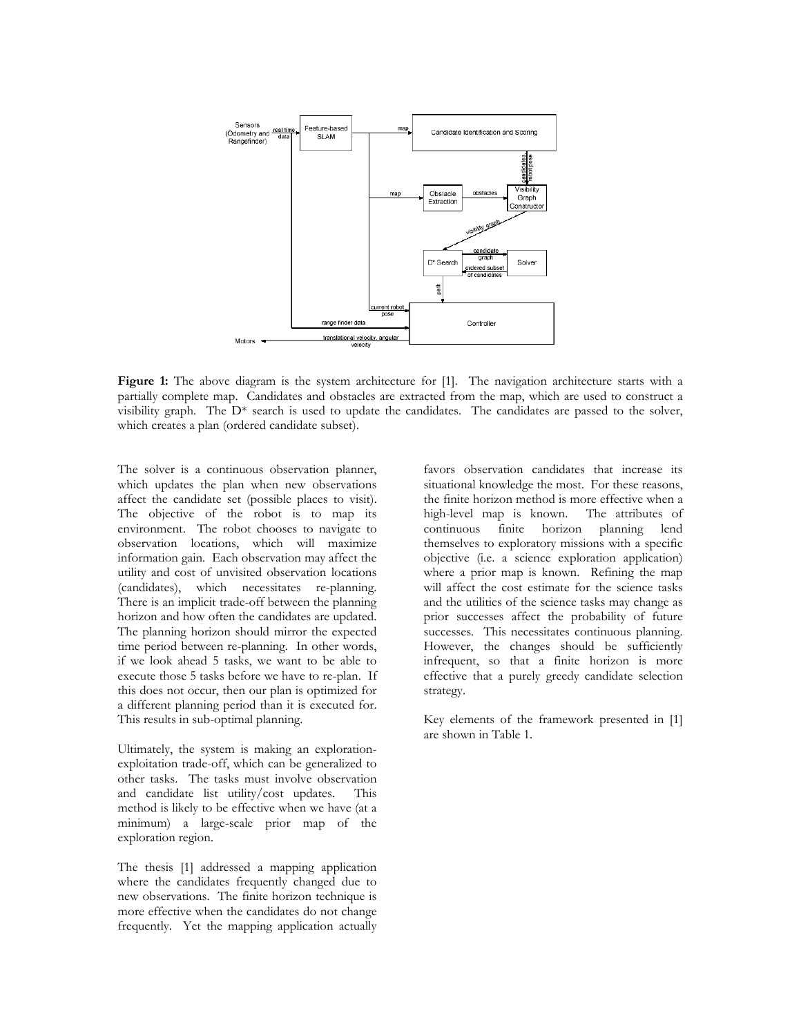**Figure 1:** The above diagram is the system architecture for [1]. The navigation architecture starts with a partially complete map. Candidates and obstacles are extracted from the map, which are used to construct a visibility graph. The D* search is used to update the candidates. The candidates are passed to the solver, which creates a plan (ordered candidate subset).

The solver is a continuous observation planner, which updates the plan when new observations affect the candidate set (possible places to visit). The objective of the robot is to map its environment. The robot chooses to navigate to observation locations, which will maximize information gain. Each observation may affect the utility and cost of unvisited observation locations (candidates), which necessitates re-planning. There is an implicit trade-off between the planning horizon and how often the candidates are updated. The planning horizon should mirror the expected time period between re-planning. In other words, if we look ahead 5 tasks, we want to be able to execute those 5 tasks before we have to re-plan. If this does not occur, then our plan is optimized for a different planning period than it is executed for. This results in sub-optimal planning.

Ultimately, the system is making an exploration-exploitation trade-off, which can be generalized to other tasks. The tasks must involve observation and candidate list utility/cost updates. This method is likely to be effective when we have (at a minimum) a large-scale prior map of the exploration region.

The thesis [1] addressed a mapping application where the candidates frequently changed due to new observations. The finite horizon technique is more effective when the candidates do not change frequently. Yet the mapping application actually favors observation candidates that increase its situational knowledge the most. For these reasons, the finite horizon method is more effective when a high-level map is known. The attributes of continuous finite horizon planning lend themselves to exploratory missions with a specific objective (i.e. a science exploration application) where a prior map is known. Refining the map will affect the cost estimate for the science tasks and the utilities of the science tasks may change as prior successes affect the probability of future successes. This necessitates continuous planning. However, the changes should be sufficiently infrequent, so that a finite horizon is more effective that a purely greedy candidate selection strategy.

Key elements of the framework presented in [1] are shown in Table 1.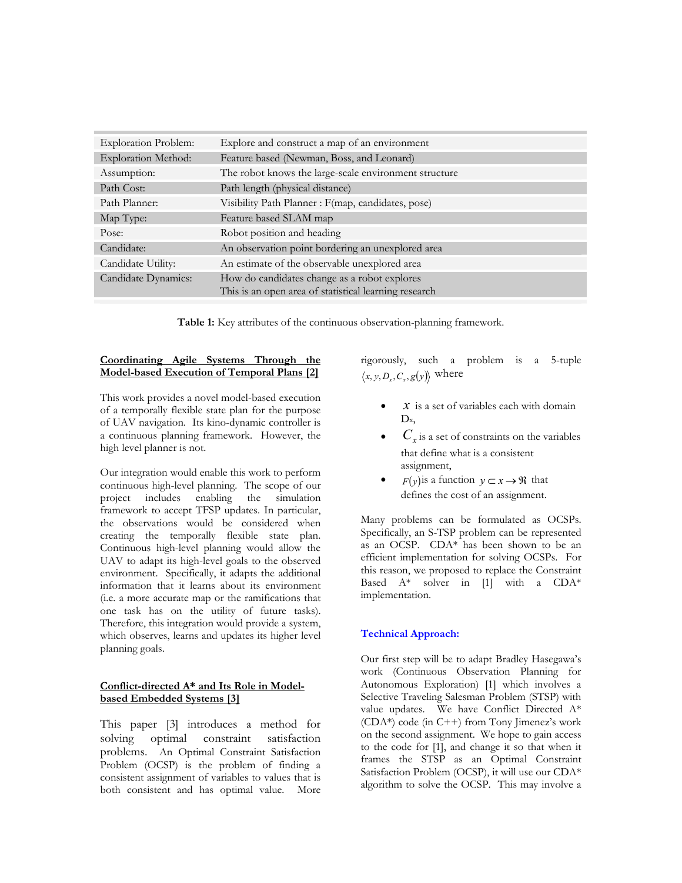| | |
|---|---|
| Exploration Problem: | Explore and construct a map of an environment |
| Exploration Method: | Feature based (Newman, Boss, and Leonard) |
| Assumption: | The robot knows the large-scale environment structure |
| Path Cost: | Path length (physical distance) |
| Path Planner: | Visibility Path Planner : F(map, candidates, pose) |
| Map Type: | Feature based SLAM map |
| Pose: | Robot position and heading |
| Candidate: | An observation point bordering an unexplored area |
| Candidate Utility: | An estimate of the observable unexplored area |
| Candidate Dynamics: | How do candidates change as a robot explores<br>This is an open area of statistical learning research |

**Table 1:** Key attributes of the continuous observation-planning framework.

**Coordinating Agile Systems Through the Model-based Execution of Temporal Plans [2]**

This work provides a novel model-based execution of a temporally flexible state plan for the purpose of UAV navigation. Its kino-dynamic controller is a continuous planning framework. However, the high level planner is not.

Our integration would enable this work to perform continuous high-level planning. The scope of our project includes enabling the simulation framework to accept TFSP updates. In particular, the observations would be considered when creating the temporally flexible state plan. Continuous high-level planning would allow the UAV to adapt its high-level goals to the observed environment. Specifically, it adapts the additional information that it learns about its environment (i.e. a more accurate map or the ramifications that one task has on the utility of future tasks). Therefore, this integration would provide a system, which observes, learns and updates its higher level planning goals.

**Conflict-directed A* and Its Role in Model-based Embedded Systems [3]**

This paper [3] introduces a method for solving optimal constraint satisfaction problems. An Optimal Constraint Satisfaction Problem (OCSP) is the problem of finding a consistent assignment of variables to values that is both consistent and has optimal value. More rigorously, such a problem is a 5-tuple $\langle x, y, D_x, C_x, g(y) \rangle$ where

- $x$ is a set of variables each with domain $D_x$,
- $C_x$ is a set of constraints on the variables that define what is a consistent assignment,
- $F(y)$ is a function $y \subset x \rightarrow \Re$ that defines the cost of an assignment.

Many problems can be formulated as OCSPs. Specifically, an S-TSP problem can be represented as an OCSP. CDA* has been shown to be an efficient implementation for solving OCSPs. For this reason, we proposed to replace the Constraint Based A* solver in [1] with a CDA* implementation.

**Technical Approach:**

Our first step will be to adapt Bradley Hasegawa's work (Continuous Observation Planning for Autonomous Exploration) [1] which involves a Selective Traveling Salesman Problem (STSP) with value updates. We have Conflict Directed A* (CDA*) code (in C++) from Tony Jimenez's work on the second assignment. We hope to gain access to the code for [1], and change it so that when it frames the STSP as an Optimal Constraint Satisfaction Problem (OCSP), it will use our CDA* algorithm to solve the OCSP. This may involve a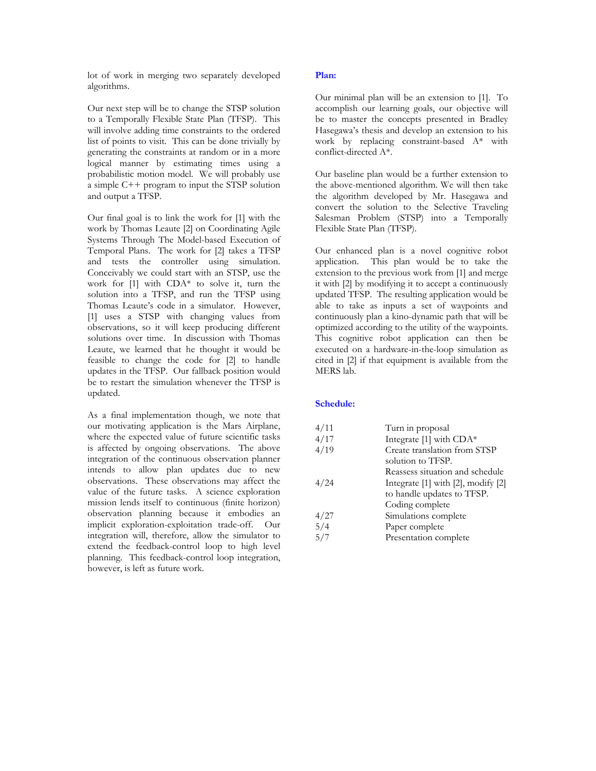lot of work in merging two separately developed algorithms.

Our next step will be to change the STSP solution to a Temporally Flexible State Plan (TFSP). This will involve adding time constraints to the ordered list of points to visit. This can be done trivially by generating the constraints at random or in a more logical manner by estimating times using a probabilistic motion model. We will probably use a simple C++ program to input the STSP solution and output a TFSP.

Our final goal is to link the work for [1] with the work by Thomas Leaute [2] on Coordinating Agile Systems Through The Model-based Execution of Temporal Plans. The work for [2] takes a TFSP and tests the controller using simulation. Conceivably we could start with an STSP, use the work for [1] with CDA* to solve it, turn the solution into a TFSP, and run the TFSP using Thomas Leaute's code in a simulator. However, [1] uses a STSP with changing values from observations, so it will keep producing different solutions over time. In discussion with Thomas Leaute, we learned that he thought it would be feasible to change the code for [2] to handle updates in the TFSP. Our fallback position would be to restart the simulation whenever the TFSP is updated.

As a final implementation though, we note that our motivating application is the Mars Airplane, where the expected value of future scientific tasks is affected by ongoing observations. The above integration of the continuous observation planner intends to allow plan updates due to new observations. These observations may affect the value of the future tasks. A science exploration mission lends itself to continuous (finite horizon) observation planning because it embodies an implicit exploration-exploitation trade-off. Our integration will, therefore, allow the simulator to extend the feedback-control loop to high level planning. This feedback-control loop integration, however, is left as future work.

## Plan:

Our minimal plan will be an extension to [1]. To accomplish our learning goals, our objective will be to master the concepts presented in Bradley Hasegawa's thesis and develop an extension to his work by replacing constraint-based A* with conflict-directed A*.

Our baseline plan would be a further extension to the above-mentioned algorithm. We will then take the algorithm developed by Mr. Hasegawa and convert the solution to the Selective Traveling Salesman Problem (STSP) into a Temporally Flexible State Plan (TFSP).

Our enhanced plan is a novel cognitive robot application. This plan would be to take the extension to the previous work from [1] and merge it with [2] by modifying it to accept a continuously updated TFSP. The resulting application would be able to take as inputs a set of waypoints and continuously plan a kino-dynamic path that will be optimized according to the utility of the waypoints. This cognitive robot application can then be executed on a hardware-in-the-loop simulation as cited in [2] if that equipment is available from the MERS lab.

## Schedule:

| | |
|---|---|
| 4/11 | Turn in proposal |
| 4/17 | Integrate [1] with CDA* |
| 4/19 | Create translation from STSP solution to TFSP.<br>Reassess situation and schedule |
| 4/24 | Integrate [1] with [2], modify [2] to handle updates to TFSP.<br>Coding complete |
| 4/27 | Simulations complete |
| 5/4 | Paper complete |
| 5/7 | Presentation complete |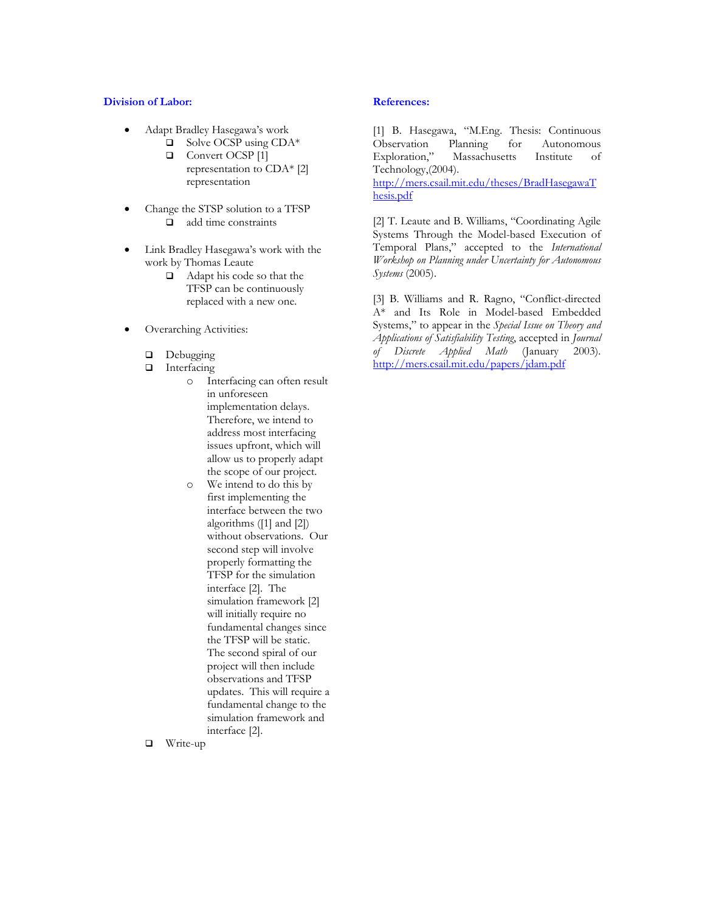### Division of Labor:

- Adapt Bradley Hasegawa's work
  - Solve OCSP using CDA*
  - Convert OCSP [1] representation to CDA* [2] representation
- Change the STSP solution to a TFSP
  - add time constraints
- Link Bradley Hasegawa's work with the work by Thomas Leaute
  - Adapt his code so that the TFSP can be continuously replaced with a new one.
- Overarching Activities:
  - Debugging
  - Interfacing
    - Interfacing can often result in unforeseen implementation delays. Therefore, we intend to address most interfacing issues upfront, which will allow us to properly adapt the scope of our project.
    - We intend to do this by first implementing the interface between the two algorithms ([1] and [2]) without observations. Our second step will involve properly formatting the TFSP for the simulation interface [2]. The simulation framework [2] will initially require no fundamental changes since the TFSP will be static. The second spiral of our project will then include observations and TFSP updates. This will require a fundamental change to the simulation framework and interface [2].
  - Write-up

### References:

[1] B. Hasegawa, "M.Eng. Thesis: Continuous Observation Planning for Autonomous Exploration," Massachusetts Institute of Technology,(2004). http://mers.csail.mit.edu/theses/BradHasegawaThesis.pdf

[2] T. Leaute and B. Williams, "Coordinating Agile Systems Through the Model-based Execution of Temporal Plans," accepted to the *International Workshop on Planning under Uncertainty for Autonomous Systems* (2005).

[3] B. Williams and R. Ragno, "Conflict-directed A* and Its Role in Model-based Embedded Systems," to appear in the *Special Issue on Theory and Applications of Satisfiability Testing*, accepted in *Journal of Discrete Applied Math* (January 2003). http://mers.csail.mit.edu/papers/jdam.pdf